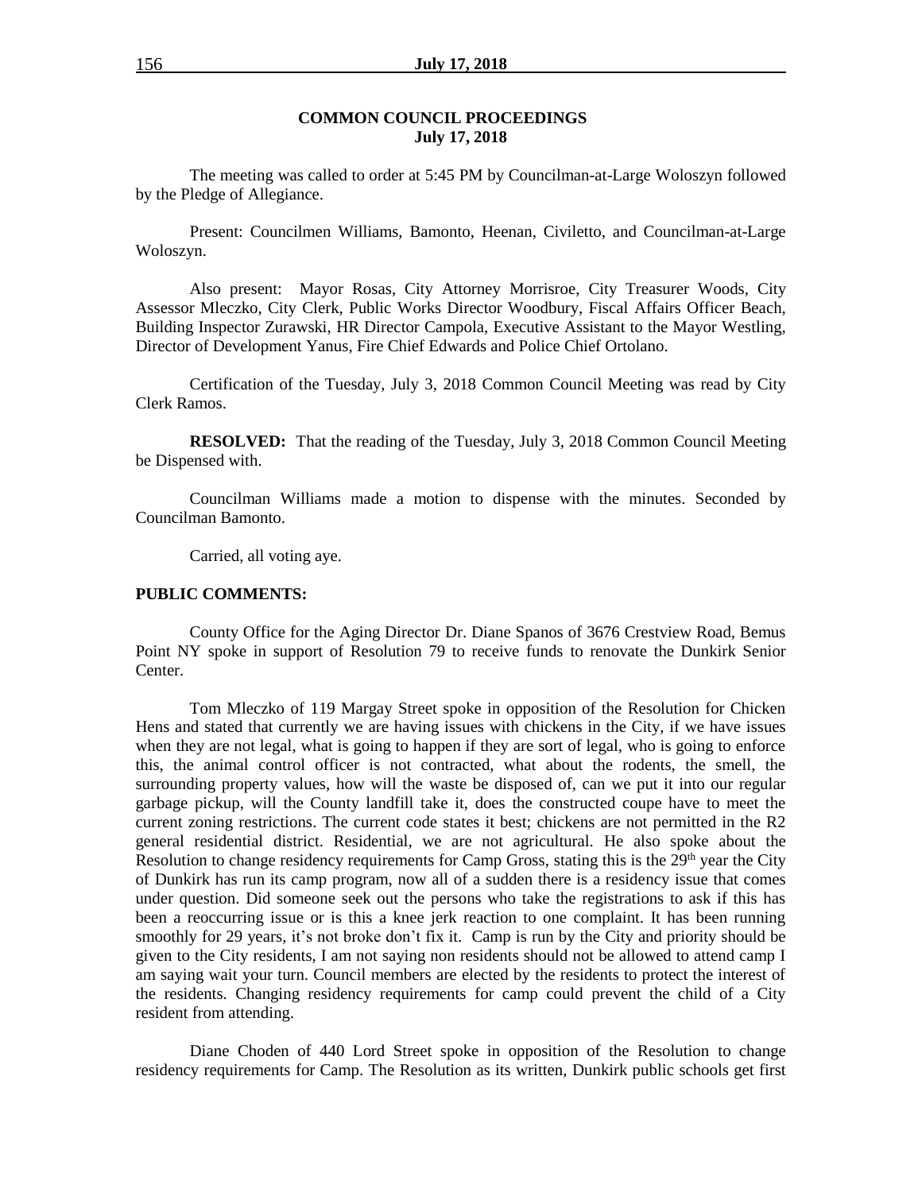## COMMON COUNCIL PROCEEDINGS
**July 17, 2018**

The meeting was called to order at 5:45 PM by Councilman-at-Large Woloszyn followed by the Pledge of Allegiance.

Present: Councilmen Williams, Bamonto, Heenan, Civiletto, and Councilman-at-Large Woloszyn.

Also present: Mayor Rosas, City Attorney Morrisroe, City Treasurer Woods, City Assessor Mleczko, City Clerk, Public Works Director Woodbury, Fiscal Affairs Officer Beach, Building Inspector Zurawski, HR Director Campola, Executive Assistant to the Mayor Westling, Director of Development Yanus, Fire Chief Edwards and Police Chief Ortolano.

Certification of the Tuesday, July 3, 2018 Common Council Meeting was read by City Clerk Ramos.

**RESOLVED:** That the reading of the Tuesday, July 3, 2018 Common Council Meeting be Dispensed with.

Councilman Williams made a motion to dispense with the minutes. Seconded by Councilman Bamonto.

Carried, all voting aye.

**PUBLIC COMMENTS:**

County Office for the Aging Director Dr. Diane Spanos of 3676 Crestview Road, Bemus Point NY spoke in support of Resolution 79 to receive funds to renovate the Dunkirk Senior Center.

Tom Mleczko of 119 Margay Street spoke in opposition of the Resolution for Chicken Hens and stated that currently we are having issues with chickens in the City, if we have issues when they are not legal, what is going to happen if they are sort of legal, who is going to enforce this, the animal control officer is not contracted, what about the rodents, the smell, the surrounding property values, how will the waste be disposed of, can we put it into our regular garbage pickup, will the County landfill take it, does the constructed coupe have to meet the current zoning restrictions. The current code states it best; chickens are not permitted in the R2 general residential district. Residential, we are not agricultural. He also spoke about the Resolution to change residency requirements for Camp Gross, stating this is the 29th year the City of Dunkirk has run its camp program, now all of a sudden there is a residency issue that comes under question. Did someone seek out the persons who take the registrations to ask if this has been a reoccurring issue or is this a knee jerk reaction to one complaint. It has been running smoothly for 29 years, it's not broke don't fix it. Camp is run by the City and priority should be given to the City residents, I am not saying non residents should not be allowed to attend camp I am saying wait your turn. Council members are elected by the residents to protect the interest of the residents. Changing residency requirements for camp could prevent the child of a City resident from attending.

Diane Choden of 440 Lord Street spoke in opposition of the Resolution to change residency requirements for Camp. The Resolution as its written, Dunkirk public schools get first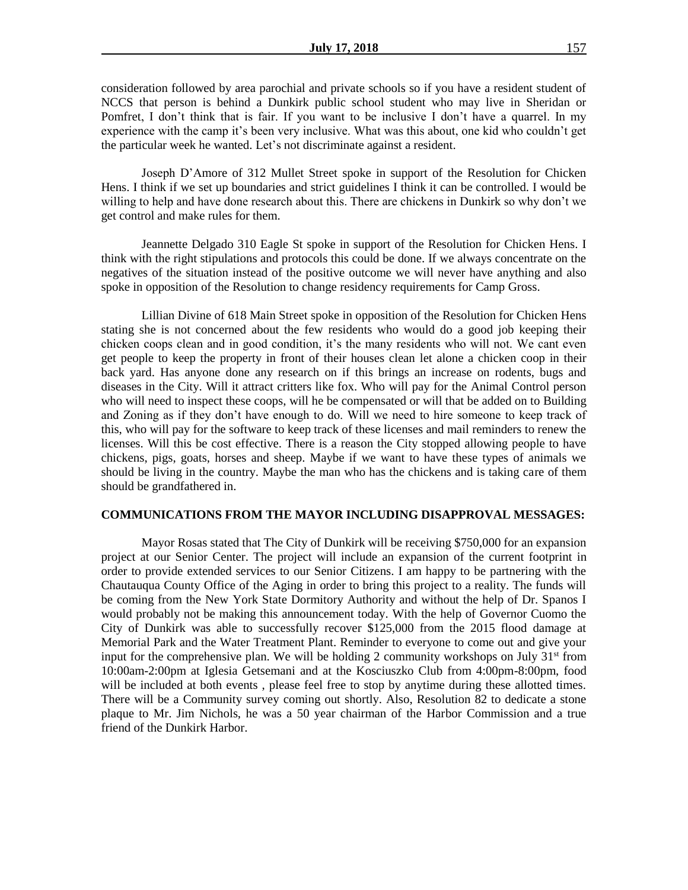consideration followed by area parochial and private schools so if you have a resident student of NCCS that person is behind a Dunkirk public school student who may live in Sheridan or Pomfret, I don't think that is fair. If you want to be inclusive I don't have a quarrel. In my experience with the camp it's been very inclusive. What was this about, one kid who couldn't get the particular week he wanted. Let's not discriminate against a resident.

Joseph D'Amore of 312 Mullet Street spoke in support of the Resolution for Chicken Hens. I think if we set up boundaries and strict guidelines I think it can be controlled. I would be willing to help and have done research about this. There are chickens in Dunkirk so why don't we get control and make rules for them.

Jeannette Delgado 310 Eagle St spoke in support of the Resolution for Chicken Hens. I think with the right stipulations and protocols this could be done. If we always concentrate on the negatives of the situation instead of the positive outcome we will never have anything and also spoke in opposition of the Resolution to change residency requirements for Camp Gross.

Lillian Divine of 618 Main Street spoke in opposition of the Resolution for Chicken Hens stating she is not concerned about the few residents who would do a good job keeping their chicken coops clean and in good condition, it's the many residents who will not. We cant even get people to keep the property in front of their houses clean let alone a chicken coop in their back yard. Has anyone done any research on if this brings an increase on rodents, bugs and diseases in the City. Will it attract critters like fox. Who will pay for the Animal Control person who will need to inspect these coops, will he be compensated or will that be added on to Building and Zoning as if they don't have enough to do. Will we need to hire someone to keep track of this, who will pay for the software to keep track of these licenses and mail reminders to renew the licenses. Will this be cost effective. There is a reason the City stopped allowing people to have chickens, pigs, goats, horses and sheep. Maybe if we want to have these types of animals we should be living in the country. Maybe the man who has the chickens and is taking care of them should be grandfathered in.

**COMMUNICATIONS FROM THE MAYOR INCLUDING DISAPPROVAL MESSAGES:**

Mayor Rosas stated that The City of Dunkirk will be receiving $750,000 for an expansion project at our Senior Center. The project will include an expansion of the current footprint in order to provide extended services to our Senior Citizens. I am happy to be partnering with the Chautauqua County Office of the Aging in order to bring this project to a reality. The funds will be coming from the New York State Dormitory Authority and without the help of Dr. Spanos I would probably not be making this announcement today. With the help of Governor Cuomo the City of Dunkirk was able to successfully recover $125,000 from the 2015 flood damage at Memorial Park and the Water Treatment Plant. Reminder to everyone to come out and give your input for the comprehensive plan. We will be holding 2 community workshops on July 31st from 10:00am-2:00pm at Iglesia Getsemani and at the Kosciuszko Club from 4:00pm-8:00pm, food will be included at both events , please feel free to stop by anytime during these allotted times. There will be a Community survey coming out shortly. Also, Resolution 82 to dedicate a stone plaque to Mr. Jim Nichols, he was a 50 year chairman of the Harbor Commission and a true friend of the Dunkirk Harbor.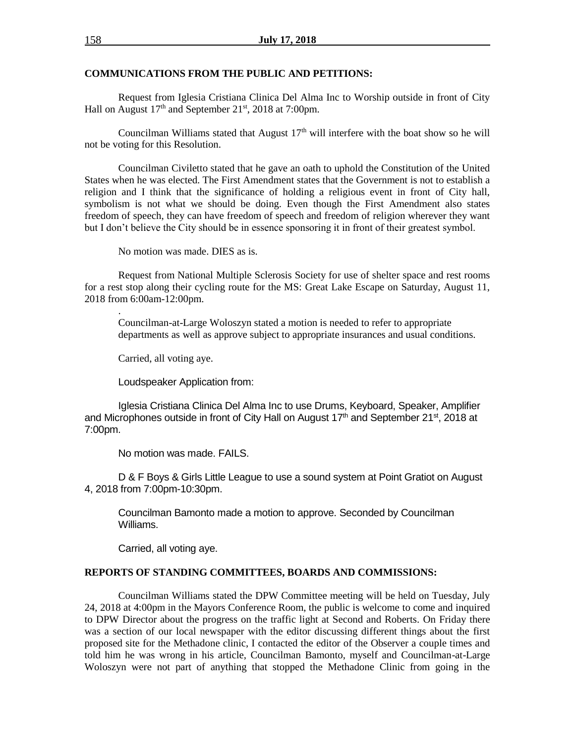**COMMUNICATIONS FROM THE PUBLIC AND PETITIONS:**

Request from Iglesia Cristiana Clinica Del Alma Inc to Worship outside in front of City Hall on August 17th and September 21st, 2018 at 7:00pm.

Councilman Williams stated that August 17th will interfere with the boat show so he will not be voting for this Resolution.

Councilman Civiletto stated that he gave an oath to uphold the Constitution of the United States when he was elected. The First Amendment states that the Government is not to establish a religion and I think that the significance of holding a religious event in front of City hall, symbolism is not what we should be doing. Even though the First Amendment also states freedom of speech, they can have freedom of speech and freedom of religion wherever they want but I don't believe the City should be in essence sponsoring it in front of their greatest symbol.

No motion was made. DIES as is.

Request from National Multiple Sclerosis Society for use of shelter space and rest rooms for a rest stop along their cycling route for the MS: Great Lake Escape on Saturday, August 11, 2018 from 6:00am-12:00pm.

.

Councilman-at-Large Woloszyn stated a motion is needed to refer to appropriate departments as well as approve subject to appropriate insurances and usual conditions.

Carried, all voting aye.

Loudspeaker Application from:

Iglesia Cristiana Clinica Del Alma Inc to use Drums, Keyboard, Speaker, Amplifier and Microphones outside in front of City Hall on August 17th and September 21st, 2018 at 7:00pm.

No motion was made. FAILS.

D & F Boys & Girls Little League to use a sound system at Point Gratiot on August 4, 2018 from 7:00pm-10:30pm.

Councilman Bamonto made a motion to approve. Seconded by Councilman Williams.

Carried, all voting aye.

**REPORTS OF STANDING COMMITTEES, BOARDS AND COMMISSIONS:**

Councilman Williams stated the DPW Committee meeting will be held on Tuesday, July 24, 2018 at 4:00pm in the Mayors Conference Room, the public is welcome to come and inquired to DPW Director about the progress on the traffic light at Second and Roberts. On Friday there was a section of our local newspaper with the editor discussing different things about the first proposed site for the Methadone clinic, I contacted the editor of the Observer a couple times and told him he was wrong in his article, Councilman Bamonto, myself and Councilman-at-Large Woloszyn were not part of anything that stopped the Methadone Clinic from going in the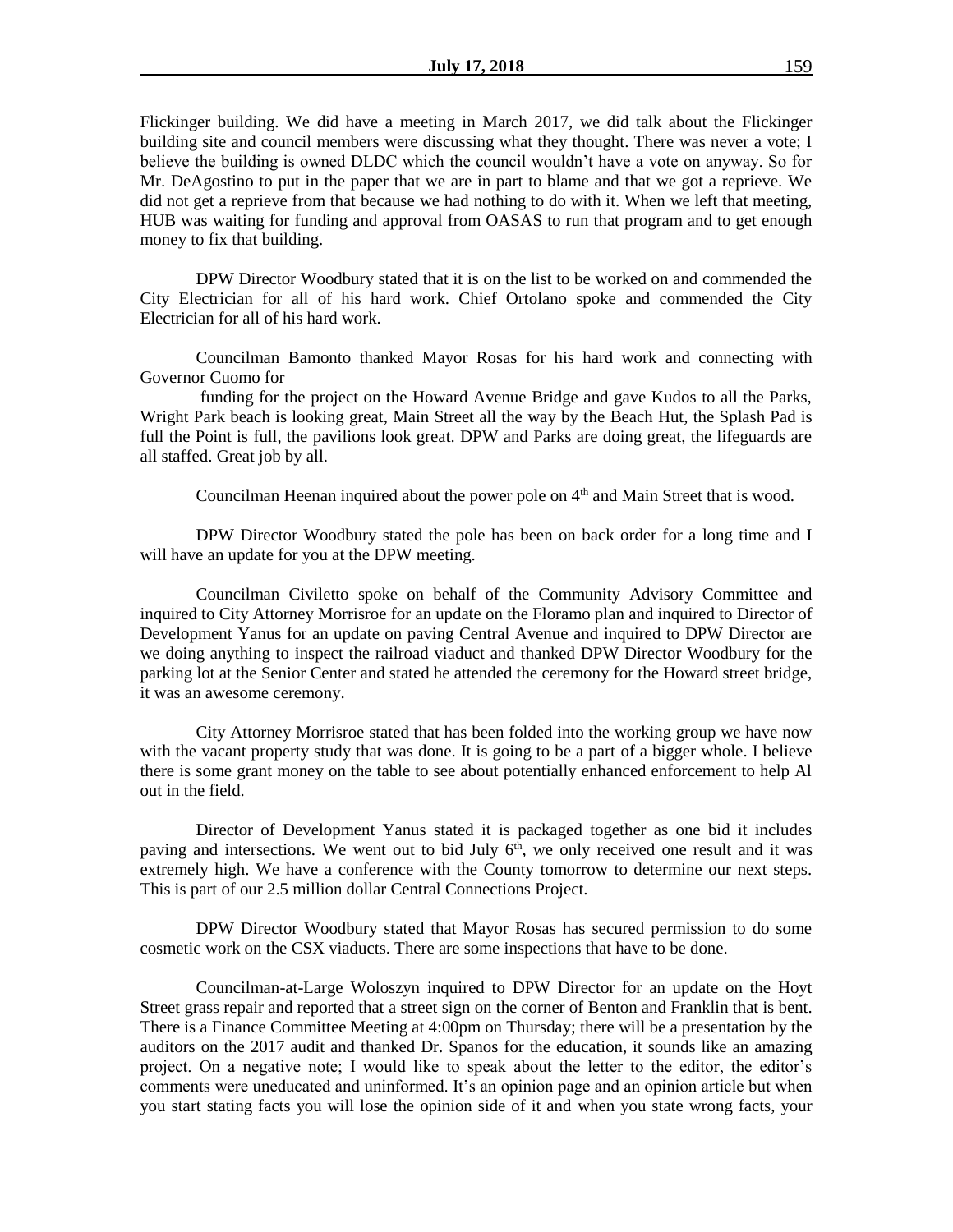Flickinger building. We did have a meeting in March 2017, we did talk about the Flickinger building site and council members were discussing what they thought. There was never a vote; I believe the building is owned DLDC which the council wouldn't have a vote on anyway. So for Mr. DeAgostino to put in the paper that we are in part to blame and that we got a reprieve. We did not get a reprieve from that because we had nothing to do with it. When we left that meeting, HUB was waiting for funding and approval from OASAS to run that program and to get enough money to fix that building.

DPW Director Woodbury stated that it is on the list to be worked on and commended the City Electrician for all of his hard work. Chief Ortolano spoke and commended the City Electrician for all of his hard work.

Councilman Bamonto thanked Mayor Rosas for his hard work and connecting with Governor Cuomo for

funding for the project on the Howard Avenue Bridge and gave Kudos to all the Parks, Wright Park beach is looking great, Main Street all the way by the Beach Hut, the Splash Pad is full the Point is full, the pavilions look great. DPW and Parks are doing great, the lifeguards are all staffed. Great job by all.

Councilman Heenan inquired about the power pole on 4th and Main Street that is wood.

DPW Director Woodbury stated the pole has been on back order for a long time and I will have an update for you at the DPW meeting.

Councilman Civiletto spoke on behalf of the Community Advisory Committee and inquired to City Attorney Morrisroe for an update on the Floramo plan and inquired to Director of Development Yanus for an update on paving Central Avenue and inquired to DPW Director are we doing anything to inspect the railroad viaduct and thanked DPW Director Woodbury for the parking lot at the Senior Center and stated he attended the ceremony for the Howard street bridge, it was an awesome ceremony.

City Attorney Morrisroe stated that has been folded into the working group we have now with the vacant property study that was done. It is going to be a part of a bigger whole. I believe there is some grant money on the table to see about potentially enhanced enforcement to help Al out in the field.

Director of Development Yanus stated it is packaged together as one bid it includes paving and intersections. We went out to bid July 6th, we only received one result and it was extremely high. We have a conference with the County tomorrow to determine our next steps. This is part of our 2.5 million dollar Central Connections Project.

DPW Director Woodbury stated that Mayor Rosas has secured permission to do some cosmetic work on the CSX viaducts. There are some inspections that have to be done.

Councilman-at-Large Woloszyn inquired to DPW Director for an update on the Hoyt Street grass repair and reported that a street sign on the corner of Benton and Franklin that is bent. There is a Finance Committee Meeting at 4:00pm on Thursday; there will be a presentation by the auditors on the 2017 audit and thanked Dr. Spanos for the education, it sounds like an amazing project. On a negative note; I would like to speak about the letter to the editor, the editor's comments were uneducated and uninformed. It's an opinion page and an opinion article but when you start stating facts you will lose the opinion side of it and when you state wrong facts, your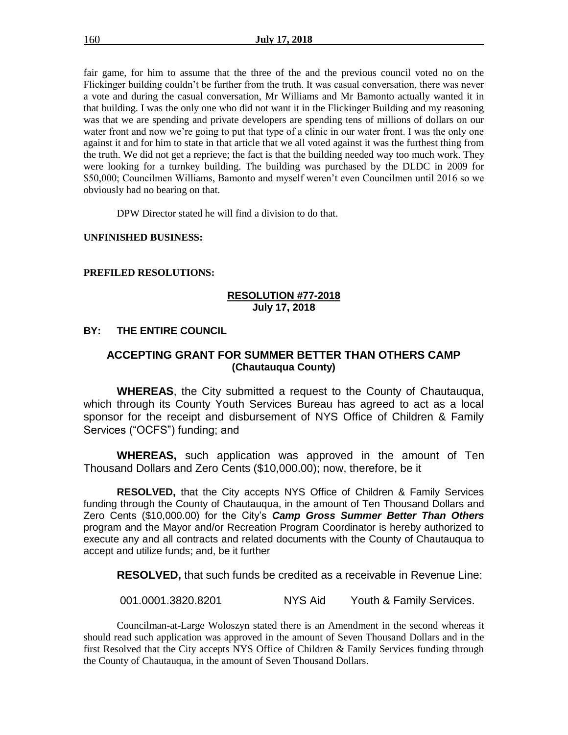fair game, for him to assume that the three of the and the previous council voted no on the Flickinger building couldn't be further from the truth. It was casual conversation, there was never a vote and during the casual conversation, Mr Williams and Mr Bamonto actually wanted it in that building. I was the only one who did not want it in the Flickinger Building and my reasoning was that we are spending and private developers are spending tens of millions of dollars on our water front and now we're going to put that type of a clinic in our water front. I was the only one against it and for him to state in that article that we all voted against it was the furthest thing from the truth. We did not get a reprieve; the fact is that the building needed way too much work. They were looking for a turnkey building. The building was purchased by the DLDC in 2009 for $50,000; Councilmen Williams, Bamonto and myself weren't even Councilmen until 2016 so we obviously had no bearing on that.

DPW Director stated he will find a division to do that.

**UNFINISHED BUSINESS:**

**PREFILED RESOLUTIONS:**

**RESOLUTION #77-2018**
**July 17, 2018**

**BY: THE ENTIRE COUNCIL**

**ACCEPTING GRANT FOR SUMMER BETTER THAN OTHERS CAMP (Chautauqua County)**

**WHEREAS**, the City submitted a request to the County of Chautauqua, which through its County Youth Services Bureau has agreed to act as a local sponsor for the receipt and disbursement of NYS Office of Children & Family Services ("OCFS") funding; and

**WHEREAS,** such application was approved in the amount of Ten Thousand Dollars and Zero Cents ($10,000.00); now, therefore, be it

**RESOLVED,** that the City accepts NYS Office of Children & Family Services funding through the County of Chautauqua, in the amount of Ten Thousand Dollars and Zero Cents ($10,000.00) for the City's ***Camp Gross Summer Better Than Others*** program and the Mayor and/or Recreation Program Coordinator is hereby authorized to execute any and all contracts and related documents with the County of Chautauqua to accept and utilize funds; and, be it further

**RESOLVED,** that such funds be credited as a receivable in Revenue Line:

001.0001.3820.8201 NYS Aid Youth & Family Services.

Councilman-at-Large Woloszyn stated there is an Amendment in the second whereas it should read such application was approved in the amount of Seven Thousand Dollars and in the first Resolved that the City accepts NYS Office of Children & Family Services funding through the County of Chautauqua, in the amount of Seven Thousand Dollars.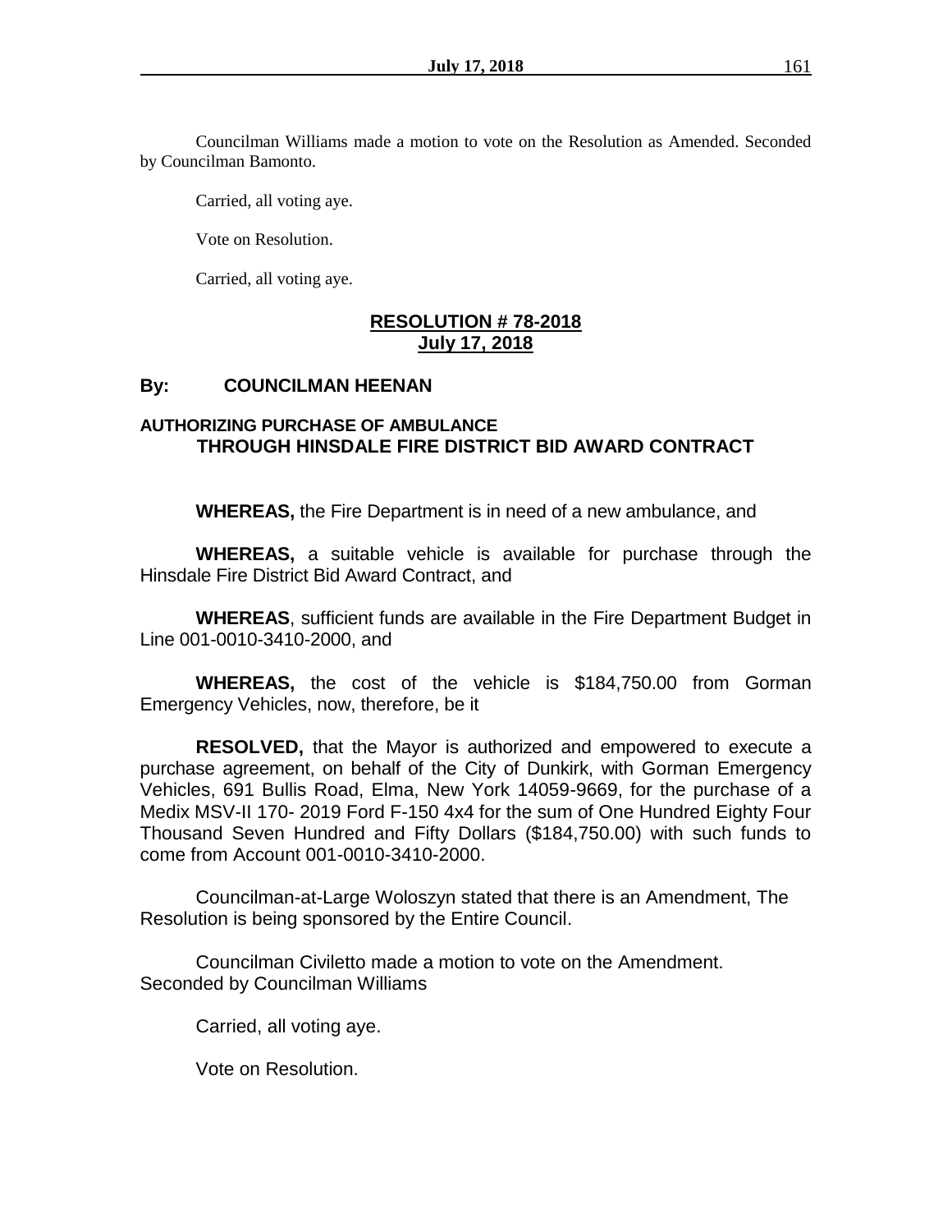Councilman Williams made a motion to vote on the Resolution as Amended. Seconded by Councilman Bamonto.

Carried, all voting aye.

Vote on Resolution.

Carried, all voting aye.

## RESOLUTION # 78-2018
## July 17, 2018

**By: COUNCILMAN HEENAN**

### AUTHORIZING PURCHASE OF AMBULANCE THROUGH HINSDALE FIRE DISTRICT BID AWARD CONTRACT

**WHEREAS,** the Fire Department is in need of a new ambulance, and

**WHEREAS,** a suitable vehicle is available for purchase through the Hinsdale Fire District Bid Award Contract, and

**WHEREAS**, sufficient funds are available in the Fire Department Budget in Line 001-0010-3410-2000, and

**WHEREAS,** the cost of the vehicle is $184,750.00 from Gorman Emergency Vehicles, now, therefore, be it

**RESOLVED,** that the Mayor is authorized and empowered to execute a purchase agreement, on behalf of the City of Dunkirk, with Gorman Emergency Vehicles, 691 Bullis Road, Elma, New York 14059-9669, for the purchase of a Medix MSV-II 170- 2019 Ford F-150 4x4 for the sum of One Hundred Eighty Four Thousand Seven Hundred and Fifty Dollars ($184,750.00) with such funds to come from Account 001-0010-3410-2000.

Councilman-at-Large Woloszyn stated that there is an Amendment, The Resolution is being sponsored by the Entire Council.

Councilman Civiletto made a motion to vote on the Amendment. Seconded by Councilman Williams

Carried, all voting aye.

Vote on Resolution.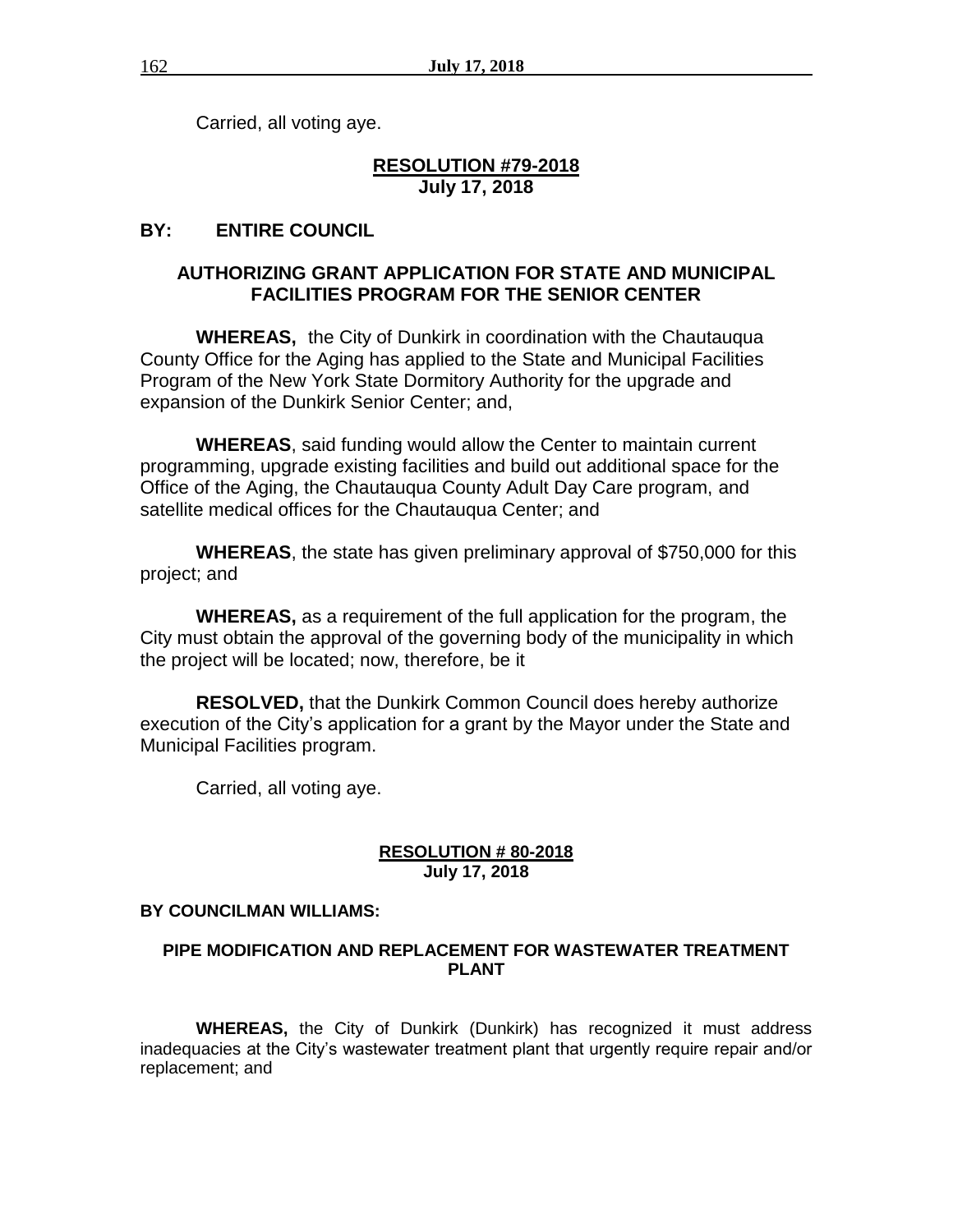Carried, all voting aye.

**RESOLUTION #79-2018**
**July 17, 2018**

**BY: ENTIRE COUNCIL**

**AUTHORIZING GRANT APPLICATION FOR STATE AND MUNICIPAL FACILITIES PROGRAM FOR THE SENIOR CENTER**

**WHEREAS,** the City of Dunkirk in coordination with the Chautauqua County Office for the Aging has applied to the State and Municipal Facilities Program of the New York State Dormitory Authority for the upgrade and expansion of the Dunkirk Senior Center; and,

**WHEREAS**, said funding would allow the Center to maintain current programming, upgrade existing facilities and build out additional space for the Office of the Aging, the Chautauqua County Adult Day Care program, and satellite medical offices for the Chautauqua Center; and

**WHEREAS**, the state has given preliminary approval of $750,000 for this project; and

**WHEREAS,** as a requirement of the full application for the program, the City must obtain the approval of the governing body of the municipality in which the project will be located; now, therefore, be it

**RESOLVED,** that the Dunkirk Common Council does hereby authorize execution of the City's application for a grant by the Mayor under the State and Municipal Facilities program.

Carried, all voting aye.

**RESOLUTION # 80-2018**
**July 17, 2018**

**BY COUNCILMAN WILLIAMS:**

**PIPE MODIFICATION AND REPLACEMENT FOR WASTEWATER TREATMENT PLANT**

**WHEREAS,** the City of Dunkirk (Dunkirk) has recognized it must address inadequacies at the City's wastewater treatment plant that urgently require repair and/or replacement; and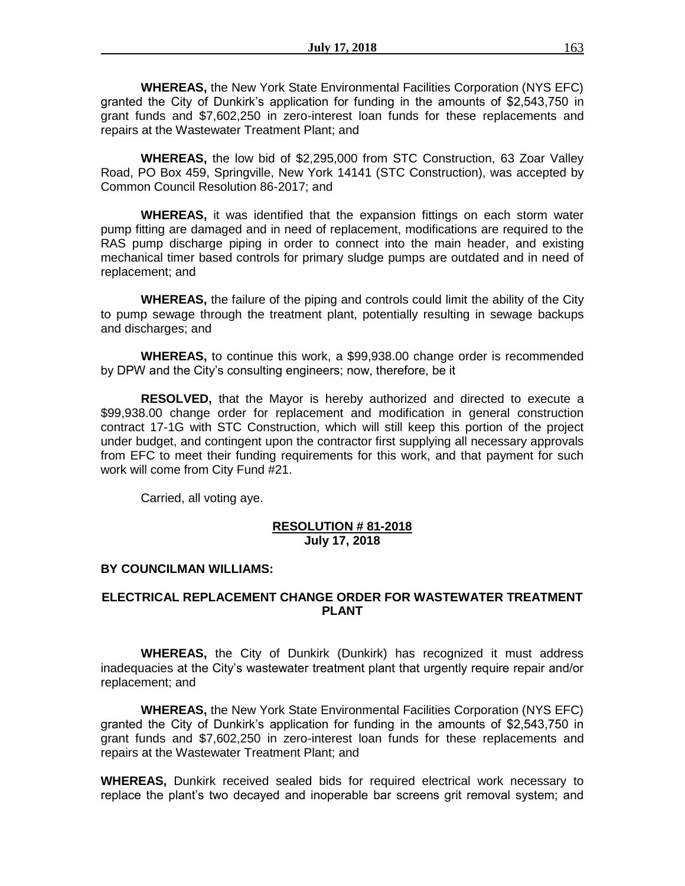**WHEREAS,** the New York State Environmental Facilities Corporation (NYS EFC) granted the City of Dunkirk's application for funding in the amounts of $2,543,750 in grant funds and $7,602,250 in zero-interest loan funds for these replacements and repairs at the Wastewater Treatment Plant; and

**WHEREAS,** the low bid of $2,295,000 from STC Construction, 63 Zoar Valley Road, PO Box 459, Springville, New York 14141 (STC Construction), was accepted by Common Council Resolution 86-2017; and

**WHEREAS,** it was identified that the expansion fittings on each storm water pump fitting are damaged and in need of replacement, modifications are required to the RAS pump discharge piping in order to connect into the main header, and existing mechanical timer based controls for primary sludge pumps are outdated and in need of replacement; and

**WHEREAS,** the failure of the piping and controls could limit the ability of the City to pump sewage through the treatment plant, potentially resulting in sewage backups and discharges; and

**WHEREAS,** to continue this work, a $99,938.00 change order is recommended by DPW and the City's consulting engineers; now, therefore, be it

**RESOLVED,** that the Mayor is hereby authorized and directed to execute a $99,938.00 change order for replacement and modification in general construction contract 17-1G with STC Construction, which will still keep this portion of the project under budget, and contingent upon the contractor first supplying all necessary approvals from EFC to meet their funding requirements for this work, and that payment for such work will come from City Fund #21.

Carried, all voting aye.

**RESOLUTION # 81-2018**
**July 17, 2018**

**BY COUNCILMAN WILLIAMS:**

**ELECTRICAL REPLACEMENT CHANGE ORDER FOR WASTEWATER TREATMENT PLANT**

**WHEREAS,** the City of Dunkirk (Dunkirk) has recognized it must address inadequacies at the City's wastewater treatment plant that urgently require repair and/or replacement; and

**WHEREAS,** the New York State Environmental Facilities Corporation (NYS EFC) granted the City of Dunkirk's application for funding in the amounts of $2,543,750 in grant funds and $7,602,250 in zero-interest loan funds for these replacements and repairs at the Wastewater Treatment Plant; and

**WHEREAS,** Dunkirk received sealed bids for required electrical work necessary to replace the plant's two decayed and inoperable bar screens grit removal system; and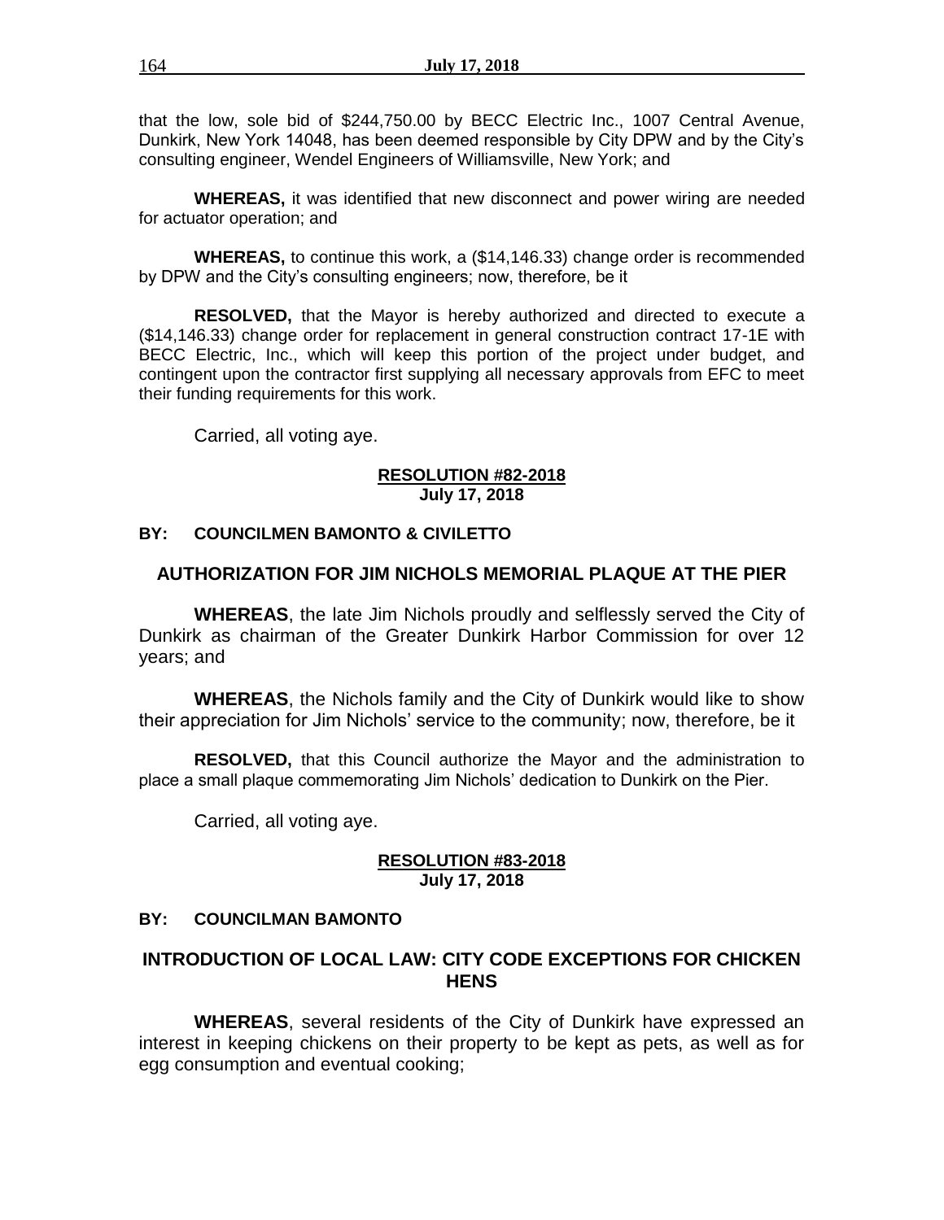that the low, sole bid of $244,750.00 by BECC Electric Inc., 1007 Central Avenue, Dunkirk, New York 14048, has been deemed responsible by City DPW and by the City's consulting engineer, Wendel Engineers of Williamsville, New York; and

**WHEREAS,** it was identified that new disconnect and power wiring are needed for actuator operation; and

**WHEREAS,** to continue this work, a ($14,146.33) change order is recommended by DPW and the City's consulting engineers; now, therefore, be it

**RESOLVED,** that the Mayor is hereby authorized and directed to execute a ($14,146.33) change order for replacement in general construction contract 17-1E with BECC Electric, Inc., which will keep this portion of the project under budget, and contingent upon the contractor first supplying all necessary approvals from EFC to meet their funding requirements for this work.

Carried, all voting aye.

**RESOLUTION #82-2018**
**July 17, 2018**

**BY: COUNCILMEN BAMONTO & CIVILETTO**

## AUTHORIZATION FOR JIM NICHOLS MEMORIAL PLAQUE AT THE PIER

**WHEREAS**, the late Jim Nichols proudly and selflessly served the City of Dunkirk as chairman of the Greater Dunkirk Harbor Commission for over 12 years; and

**WHEREAS**, the Nichols family and the City of Dunkirk would like to show their appreciation for Jim Nichols' service to the community; now, therefore, be it

**RESOLVED,** that this Council authorize the Mayor and the administration to place a small plaque commemorating Jim Nichols' dedication to Dunkirk on the Pier.

Carried, all voting aye.

**RESOLUTION #83-2018**
**July 17, 2018**

**BY: COUNCILMAN BAMONTO**

## INTRODUCTION OF LOCAL LAW: CITY CODE EXCEPTIONS FOR CHICKEN HENS

**WHEREAS**, several residents of the City of Dunkirk have expressed an interest in keeping chickens on their property to be kept as pets, as well as for egg consumption and eventual cooking;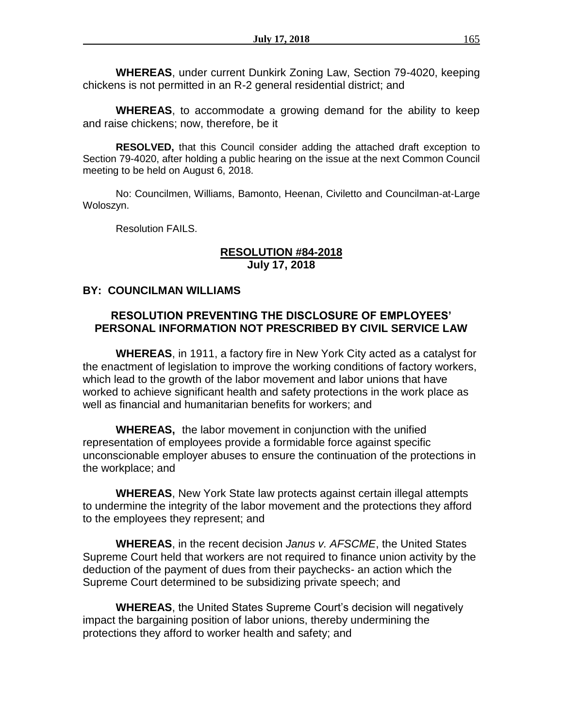**WHEREAS**, under current Dunkirk Zoning Law, Section 79-4020, keeping chickens is not permitted in an R-2 general residential district; and

**WHEREAS**, to accommodate a growing demand for the ability to keep and raise chickens; now, therefore, be it

**RESOLVED,** that this Council consider adding the attached draft exception to Section 79-4020, after holding a public hearing on the issue at the next Common Council meeting to be held on August 6, 2018.

No: Councilmen, Williams, Bamonto, Heenan, Civiletto and Councilman-at-Large Woloszyn.

Resolution FAILS.

**RESOLUTION #84-2018**
**July 17, 2018**

**BY: COUNCILMAN WILLIAMS**

**RESOLUTION PREVENTING THE DISCLOSURE OF EMPLOYEES' PERSONAL INFORMATION NOT PRESCRIBED BY CIVIL SERVICE LAW**

**WHEREAS**, in 1911, a factory fire in New York City acted as a catalyst for the enactment of legislation to improve the working conditions of factory workers, which lead to the growth of the labor movement and labor unions that have worked to achieve significant health and safety protections in the work place as well as financial and humanitarian benefits for workers; and

**WHEREAS,** the labor movement in conjunction with the unified representation of employees provide a formidable force against specific unconscionable employer abuses to ensure the continuation of the protections in the workplace; and

**WHEREAS**, New York State law protects against certain illegal attempts to undermine the integrity of the labor movement and the protections they afford to the employees they represent; and

**WHEREAS**, in the recent decision *Janus v. AFSCME*, the United States Supreme Court held that workers are not required to finance union activity by the deduction of the payment of dues from their paychecks- an action which the Supreme Court determined to be subsidizing private speech; and

**WHEREAS**, the United States Supreme Court's decision will negatively impact the bargaining position of labor unions, thereby undermining the protections they afford to worker health and safety; and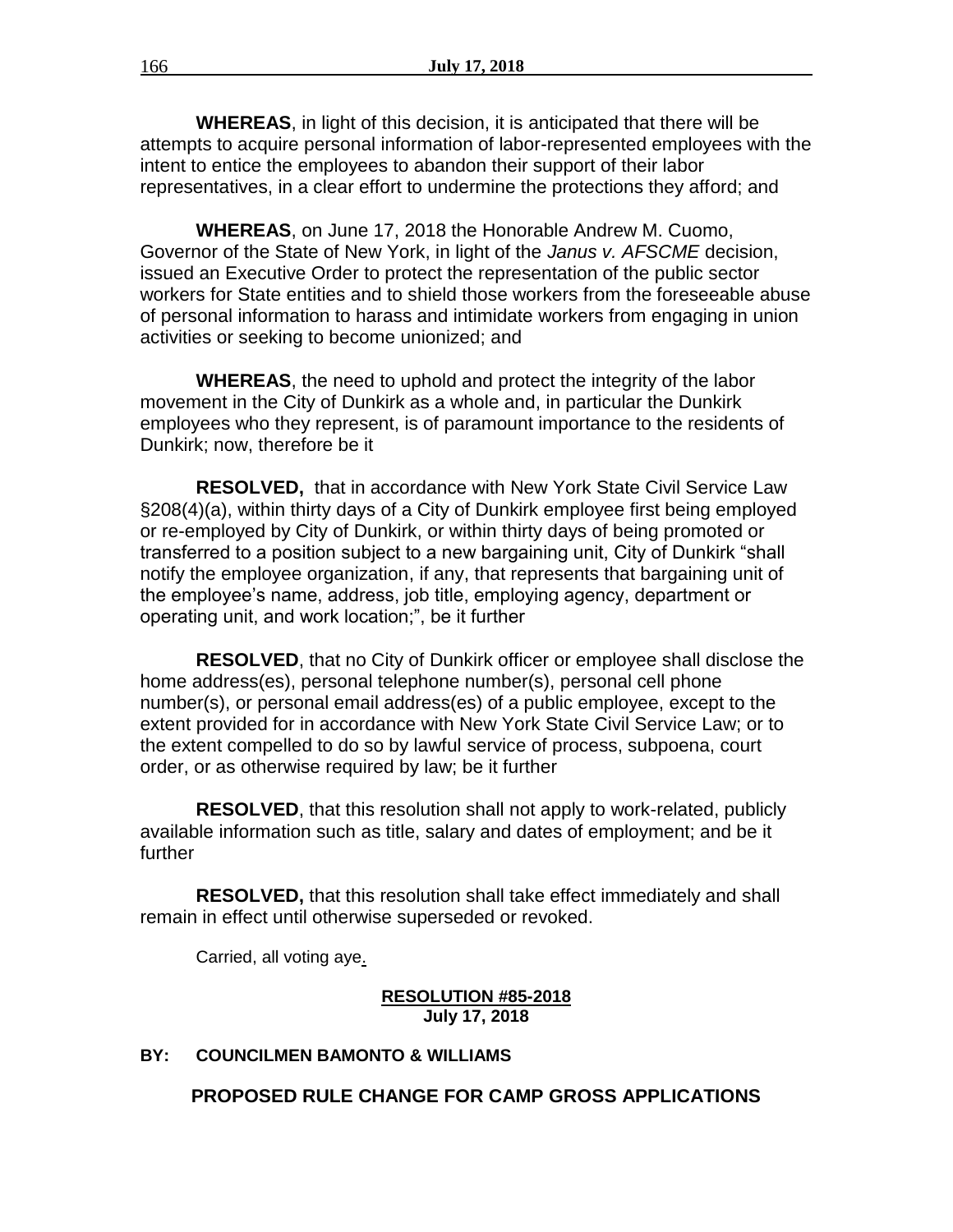**WHEREAS**, in light of this decision, it is anticipated that there will be attempts to acquire personal information of labor-represented employees with the intent to entice the employees to abandon their support of their labor representatives, in a clear effort to undermine the protections they afford; and

**WHEREAS**, on June 17, 2018 the Honorable Andrew M. Cuomo, Governor of the State of New York, in light of the *Janus v. AFSCME* decision, issued an Executive Order to protect the representation of the public sector workers for State entities and to shield those workers from the foreseeable abuse of personal information to harass and intimidate workers from engaging in union activities or seeking to become unionized; and

**WHEREAS**, the need to uphold and protect the integrity of the labor movement in the City of Dunkirk as a whole and, in particular the Dunkirk employees who they represent, is of paramount importance to the residents of Dunkirk; now, therefore be it

**RESOLVED,** that in accordance with New York State Civil Service Law §208(4)(a), within thirty days of a City of Dunkirk employee first being employed or re-employed by City of Dunkirk, or within thirty days of being promoted or transferred to a position subject to a new bargaining unit, City of Dunkirk "shall notify the employee organization, if any, that represents that bargaining unit of the employee's name, address, job title, employing agency, department or operating unit, and work location;", be it further

**RESOLVED**, that no City of Dunkirk officer or employee shall disclose the home address(es), personal telephone number(s), personal cell phone number(s), or personal email address(es) of a public employee, except to the extent provided for in accordance with New York State Civil Service Law; or to the extent compelled to do so by lawful service of process, subpoena, court order, or as otherwise required by law; be it further

**RESOLVED**, that this resolution shall not apply to work-related, publicly available information such as title, salary and dates of employment; and be it further

**RESOLVED,** that this resolution shall take effect immediately and shall remain in effect until otherwise superseded or revoked.

Carried, all voting aye.

**RESOLUTION #85-2018**
**July 17, 2018**

**BY: COUNCILMEN BAMONTO & WILLIAMS**

**PROPOSED RULE CHANGE FOR CAMP GROSS APPLICATIONS**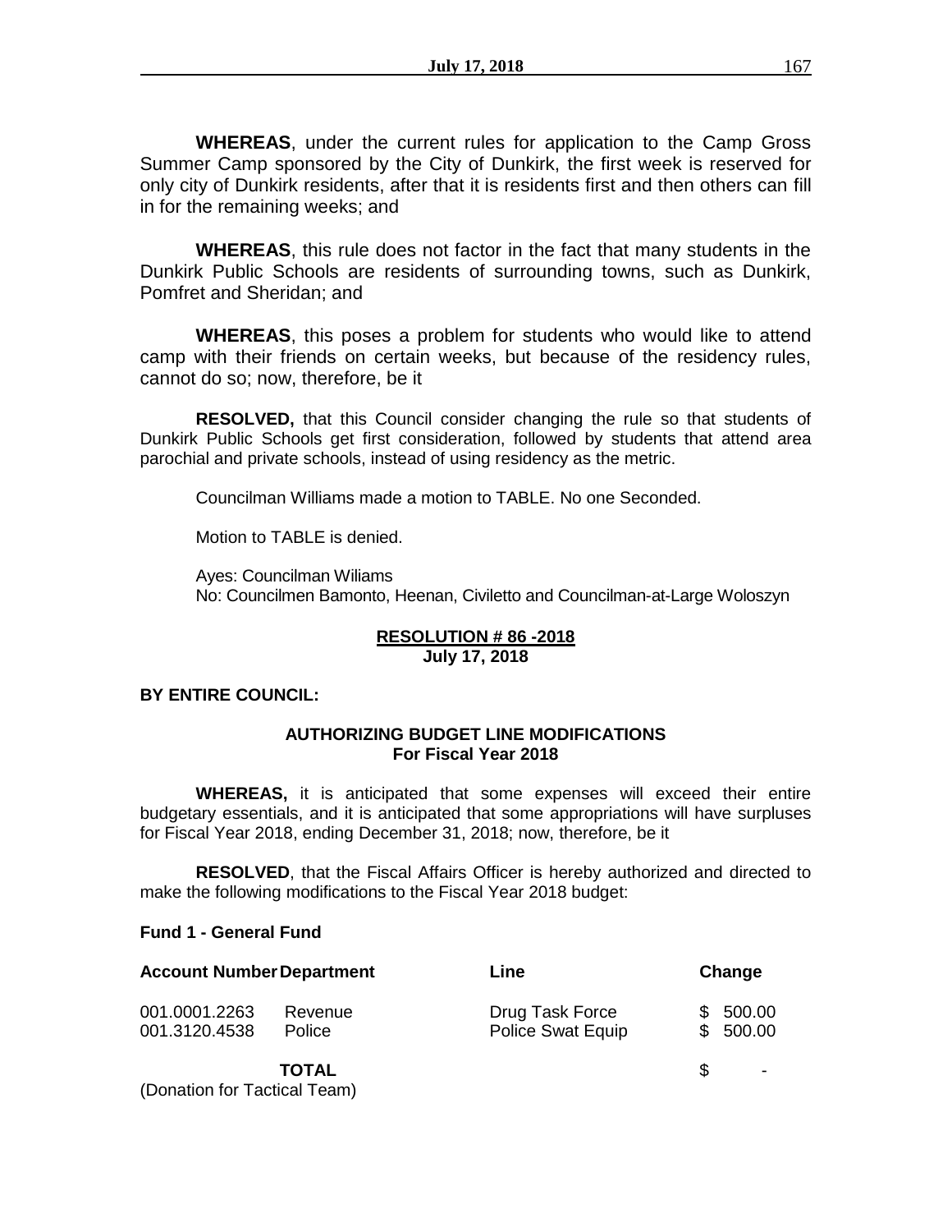**WHEREAS**, under the current rules for application to the Camp Gross Summer Camp sponsored by the City of Dunkirk, the first week is reserved for only city of Dunkirk residents, after that it is residents first and then others can fill in for the remaining weeks; and

**WHEREAS**, this rule does not factor in the fact that many students in the Dunkirk Public Schools are residents of surrounding towns, such as Dunkirk, Pomfret and Sheridan; and

**WHEREAS**, this poses a problem for students who would like to attend camp with their friends on certain weeks, but because of the residency rules, cannot do so; now, therefore, be it

**RESOLVED,** that this Council consider changing the rule so that students of Dunkirk Public Schools get first consideration, followed by students that attend area parochial and private schools, instead of using residency as the metric.

Councilman Williams made a motion to TABLE. No one Seconded.

Motion to TABLE is denied.

Ayes: Councilman Wiliams
No: Councilmen Bamonto, Heenan, Civiletto and Councilman-at-Large Woloszyn

**RESOLUTION # 86 -2018**
**July 17, 2018**

**BY ENTIRE COUNCIL:**

**AUTHORIZING BUDGET LINE MODIFICATIONS**
**For Fiscal Year 2018**

**WHEREAS,** it is anticipated that some expenses will exceed their entire budgetary essentials, and it is anticipated that some appropriations will have surpluses for Fiscal Year 2018, ending December 31, 2018; now, therefore, be it

**RESOLVED**, that the Fiscal Affairs Officer is hereby authorized and directed to make the following modifications to the Fiscal Year 2018 budget:

**Fund 1 - General Fund**

| Account Number | Department | Line | Change |
|---|---|---|---|
| 001.0001.2263 | Revenue | Drug Task Force | $ 500.00 |
| 001.3120.4538 | Police | Police Swat Equip | $ 500.00 |
| | **TOTAL** | | $ - |

(Donation for Tactical Team)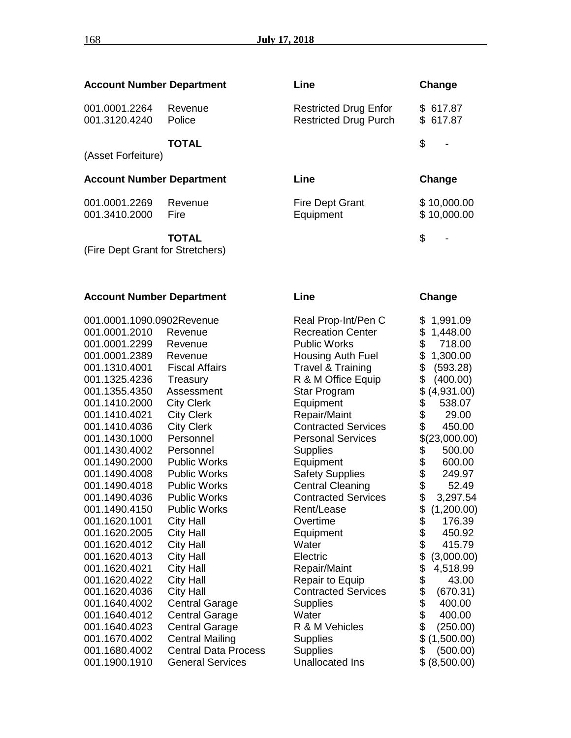| Account Number | Department | Line | Change |
|---|---|---|---|
| 001.0001.2264 | Revenue | Restricted Drug Enfor | $ 617.87 |
| 001.3120.4240 | Police | Restricted Drug Purch | $ 617.87 |
| | **TOTAL** | | $ - |

(Asset Forfeiture)

| Account Number | Department | Line | Change |
|---|---|---|---|
| 001.0001.2269 | Revenue | Fire Dept Grant | $ 10,000.00 |
| 001.3410.2000 | Fire | Equipment | $ 10,000.00 |
| | **TOTAL** | | $ - |

(Fire Dept Grant for Stretchers)

| Account Number | Department | Line | Change |
|---|---|---|---|
| 001.0001.1090.0902 | Revenue | Real Prop-Int/Pen C | $ 1,991.09 |
| 001.0001.2010 | Revenue | Recreation Center | $ 1,448.00 |
| 001.0001.2299 | Revenue | Public Works | $ 718.00 |
| 001.0001.2389 | Revenue | Housing Auth Fuel | $ 1,300.00 |
| 001.1310.4001 | Fiscal Affairs | Travel & Training | $ (593.28) |
| 001.1325.4236 | Treasury | R & M Office Equip | $ (400.00) |
| 001.1355.4350 | Assessment | Star Program | $ (4,931.00) |
| 001.1410.2000 | City Clerk | Equipment | $ 538.07 |
| 001.1410.4021 | City Clerk | Repair/Maint | $ 29.00 |
| 001.1410.4036 | City Clerk | Contracted Services | $ 450.00 |
| 001.1430.1000 | Personnel | Personal Services | $(23,000.00) |
| 001.1430.4002 | Personnel | Supplies | $ 500.00 |
| 001.1490.2000 | Public Works | Equipment | $ 600.00 |
| 001.1490.4008 | Public Works | Safety Supplies | $ 249.97 |
| 001.1490.4018 | Public Works | Central Cleaning | $ 52.49 |
| 001.1490.4036 | Public Works | Contracted Services | $ 3,297.54 |
| 001.1490.4150 | Public Works | Rent/Lease | $ (1,200.00) |
| 001.1620.1001 | City Hall | Overtime | $ 176.39 |
| 001.1620.2005 | City Hall | Equipment | $ 450.92 |
| 001.1620.4012 | City Hall | Water | $ 415.79 |
| 001.1620.4013 | City Hall | Electric | $ (3,000.00) |
| 001.1620.4021 | City Hall | Repair/Maint | $ 4,518.99 |
| 001.1620.4022 | City Hall | Repair to Equip | $ 43.00 |
| 001.1620.4036 | City Hall | Contracted Services | $ (670.31) |
| 001.1640.4002 | Central Garage | Supplies | $ 400.00 |
| 001.1640.4012 | Central Garage | Water | $ 400.00 |
| 001.1640.4023 | Central Garage | R & M Vehicles | $ (250.00) |
| 001.1670.4002 | Central Mailing | Supplies | $ (1,500.00) |
| 001.1680.4002 | Central Data Process | Supplies | $ (500.00) |
| 001.1900.1910 | General Services | Unallocated Ins | $ (8,500.00) |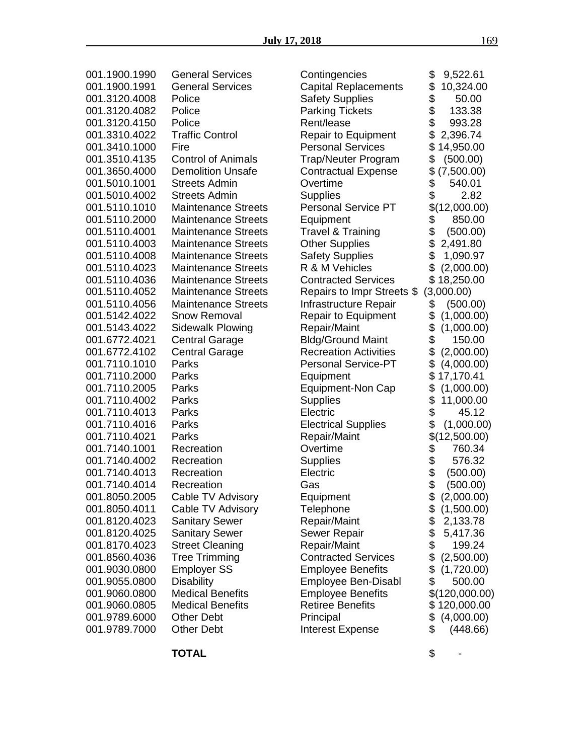| | | | |
|---|---|---|---|
| 001.1900.1990 | General Services | Contingencies | $ 9,522.61 |
| 001.1900.1991 | General Services | Capital Replacements | $ 10,324.00 |
| 001.3120.4008 | Police | Safety Supplies | $ 50.00 |
| 001.3120.4082 | Police | Parking Tickets | $ 133.38 |
| 001.3120.4150 | Police | Rent/lease | $ 993.28 |
| 001.3310.4022 | Traffic Control | Repair to Equipment | $ 2,396.74 |
| 001.3410.1000 | Fire | Personal Services | $ 14,950.00 |
| 001.3510.4135 | Control of Animals | Trap/Neuter Program | $ (500.00) |
| 001.3650.4000 | Demolition Unsafe | Contractual Expense | $ (7,500.00) |
| 001.5010.1001 | Streets Admin | Overtime | $ 540.01 |
| 001.5010.4002 | Streets Admin | Supplies | $ 2.82 |
| 001.5110.1010 | Maintenance Streets | Personal Service PT | $(12,000.00) |
| 001.5110.2000 | Maintenance Streets | Equipment | $ 850.00 |
| 001.5110.4001 | Maintenance Streets | Travel & Training | $ (500.00) |
| 001.5110.4003 | Maintenance Streets | Other Supplies | $ 2,491.80 |
| 001.5110.4008 | Maintenance Streets | Safety Supplies | $ 1,090.97 |
| 001.5110.4023 | Maintenance Streets | R & M Vehicles | $ (2,000.00) |
| 001.5110.4036 | Maintenance Streets | Contracted Services | $ 18,250.00 |
| 001.5110.4052 | Maintenance Streets | Repairs to Impr Streets | $ (3,000.00) |
| 001.5110.4056 | Maintenance Streets | Infrastructure Repair | $ (500.00) |
| 001.5142.4022 | Snow Removal | Repair to Equipment | $ (1,000.00) |
| 001.5143.4022 | Sidewalk Plowing | Repair/Maint | $ (1,000.00) |
| 001.6772.4021 | Central Garage | Bldg/Ground Maint | $ 150.00 |
| 001.6772.4102 | Central Garage | Recreation Activities | $ (2,000.00) |
| 001.7110.1010 | Parks | Personal Service-PT | $ (4,000.00) |
| 001.7110.2000 | Parks | Equipment | $ 17,170.41 |
| 001.7110.2005 | Parks | Equipment-Non Cap | $ (1,000.00) |
| 001.7110.4002 | Parks | Supplies | $ 11,000.00 |
| 001.7110.4013 | Parks | Electric | $ 45.12 |
| 001.7110.4016 | Parks | Electrical Supplies | $ (1,000.00) |
| 001.7110.4021 | Parks | Repair/Maint | $(12,500.00) |
| 001.7140.1001 | Recreation | Overtime | $ 760.34 |
| 001.7140.4002 | Recreation | Supplies | $ 576.32 |
| 001.7140.4013 | Recreation | Electric | $ (500.00) |
| 001.7140.4014 | Recreation | Gas | $ (500.00) |
| 001.8050.2005 | Cable TV Advisory | Equipment | $ (2,000.00) |
| 001.8050.4011 | Cable TV Advisory | Telephone | $ (1,500.00) |
| 001.8120.4023 | Sanitary Sewer | Repair/Maint | $ 2,133.78 |
| 001.8120.4025 | Sanitary Sewer | Sewer Repair | $ 5,417.36 |
| 001.8170.4023 | Street Cleaning | Repair/Maint | $ 199.24 |
| 001.8560.4036 | Tree Trimming | Contracted Services | $ (2,500.00) |
| 001.9030.0800 | Employer SS | Employee Benefits | $ (1,720.00) |
| 001.9055.0800 | Disability | Employee Ben-Disabl | $ 500.00 |
| 001.9060.0800 | Medical Benefits | Employee Benefits | $(120,000.00) |
| 001.9060.0805 | Medical Benefits | Retiree Benefits | $ 120,000.00 |
| 001.9789.6000 | Other Debt | Principal | $ (4,000.00) |
| 001.9789.7000 | Other Debt | Interest Expense | $ (448.66) |
| | **TOTAL** | | $ - |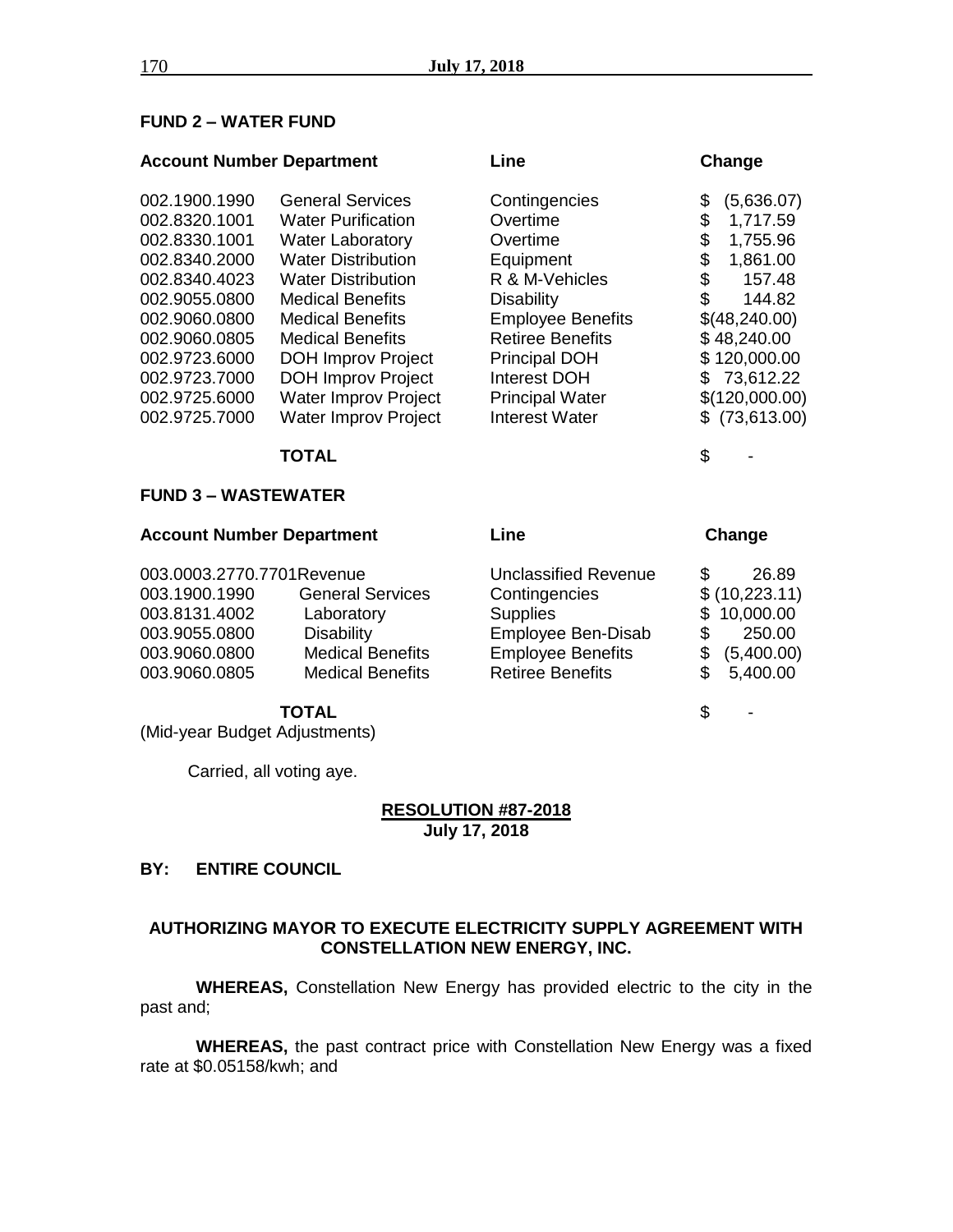**FUND 2 – WATER FUND**

| Account Number | Department | Line | Change |
|---|---|---|---|
| 002.1900.1990 | General Services | Contingencies | $ (5,636.07) |
| 002.8320.1001 | Water Purification | Overtime | $ 1,717.59 |
| 002.8330.1001 | Water Laboratory | Overtime | $ 1,755.96 |
| 002.8340.2000 | Water Distribution | Equipment | $ 1,861.00 |
| 002.8340.4023 | Water Distribution | R & M-Vehicles | $ 157.48 |
| 002.9055.0800 | Medical Benefits | Disability | $ 144.82 |
| 002.9060.0800 | Medical Benefits | Employee Benefits | $(48,240.00) |
| 002.9060.0805 | Medical Benefits | Retiree Benefits | $ 48,240.00 |
| 002.9723.6000 | DOH Improv Project | Principal DOH | $ 120,000.00 |
| 002.9723.7000 | DOH Improv Project | Interest DOH | $ 73,612.22 |
| 002.9725.6000 | Water Improv Project | Principal Water | $(120,000.00) |
| 002.9725.7000 | Water Improv Project | Interest Water | $ (73,613.00) |
| | **TOTAL** | | $ - |

**FUND 3 – WASTEWATER**

| Account Number | Department | Line | Change |
|---|---|---|---|
| 003.0003.2770.7701 | Revenue | Unclassified Revenue | $ 26.89 |
| 003.1900.1990 | General Services | Contingencies | $ (10,223.11) |
| 003.8131.4002 | Laboratory | Supplies | $ 10,000.00 |
| 003.9055.0800 | Disability | Employee Ben-Disab | $ 250.00 |
| 003.9060.0800 | Medical Benefits | Employee Benefits | $ (5,400.00) |
| 003.9060.0805 | Medical Benefits | Retiree Benefits | $ 5,400.00 |
| | **TOTAL** | | $ - |

(Mid-year Budget Adjustments)

Carried, all voting aye.

**RESOLUTION #87-2018**
**July 17, 2018**

**BY: ENTIRE COUNCIL**

**AUTHORIZING MAYOR TO EXECUTE ELECTRICITY SUPPLY AGREEMENT WITH CONSTELLATION NEW ENERGY, INC.**

**WHEREAS,** Constellation New Energy has provided electric to the city in the past and;

**WHEREAS,** the past contract price with Constellation New Energy was a fixed rate at $0.05158/kwh; and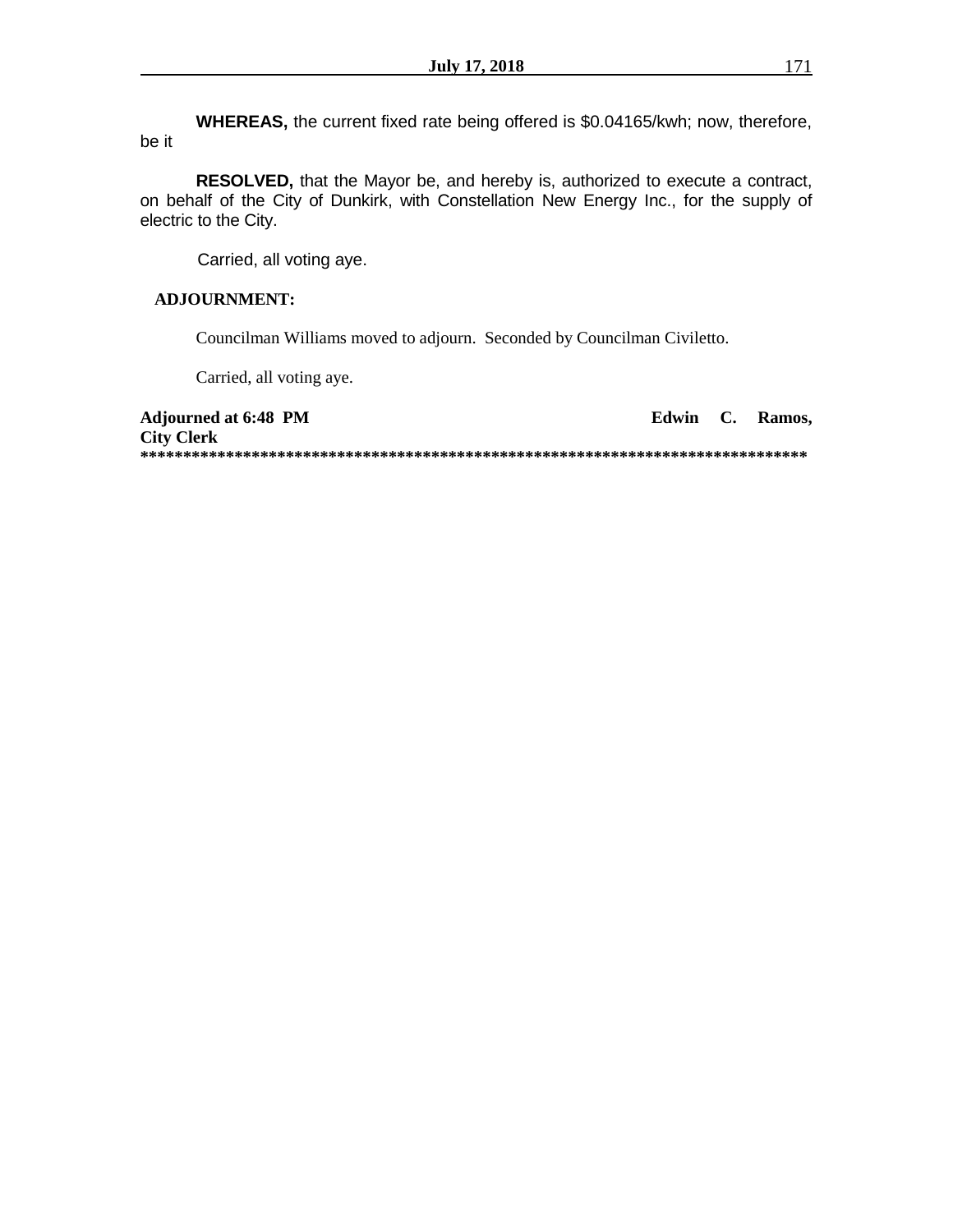**WHEREAS,** the current fixed rate being offered is $0.04165/kwh; now, therefore, be it

**RESOLVED,** that the Mayor be, and hereby is, authorized to execute a contract, on behalf of the City of Dunkirk, with Constellation New Energy Inc., for the supply of electric to the City.

Carried, all voting aye.

**ADJOURNMENT:**

Councilman Williams moved to adjourn. Seconded by Councilman Civiletto.

Carried, all voting aye.

**Adjourned at 6:48 PM** **Edwin C. Ramos, City Clerk**

**********************************************************************************